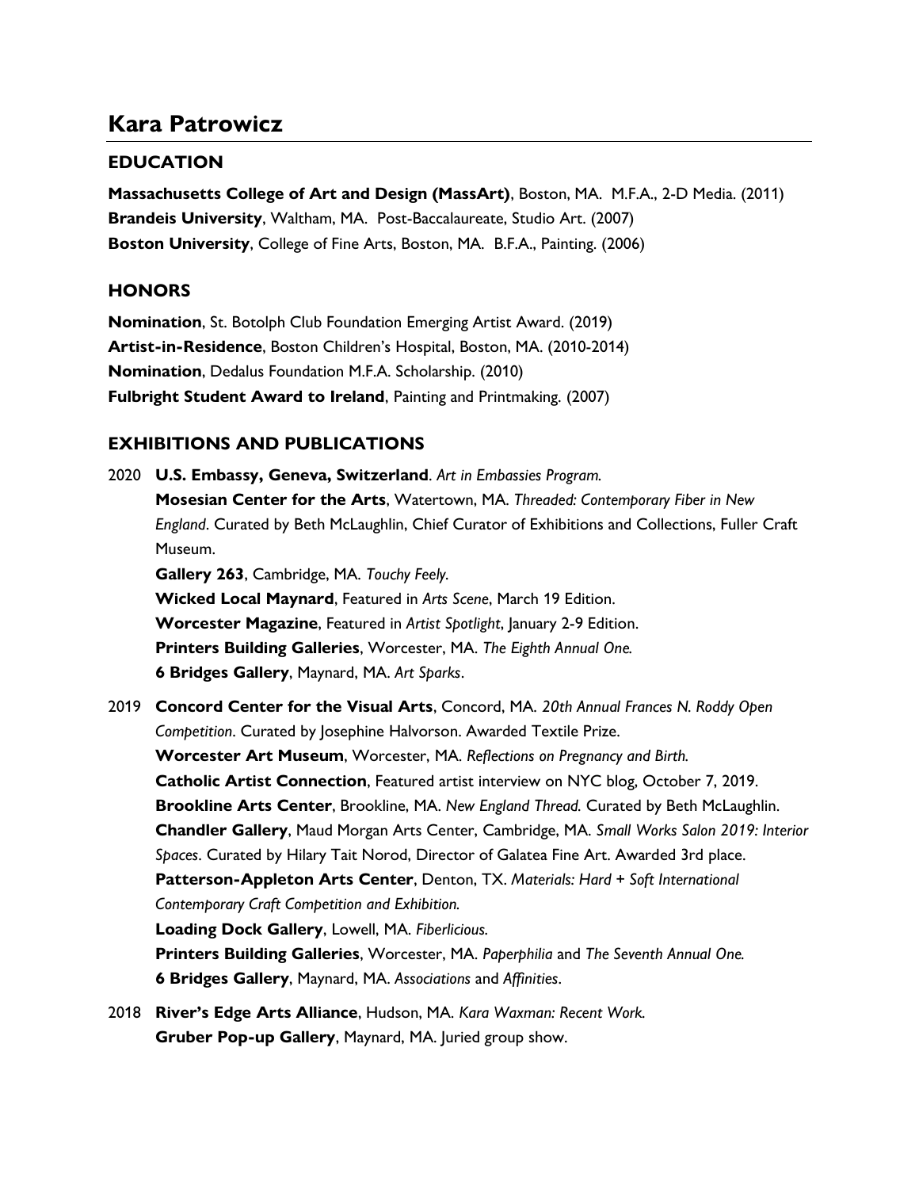# Kara Patrowicz

## EDUCATION

**Massachusetts College of Art and Design (MassArt)**, Boston, MA. M.F.A., 2-D Media. (2011)
**Brandeis University**, Waltham, MA. Post-Baccalaureate, Studio Art. (2007)
**Boston University**, College of Fine Arts, Boston, MA. B.F.A., Painting. (2006)

## HONORS

**Nomination**, St. Botolph Club Foundation Emerging Artist Award. (2019)
**Artist-in-Residence**, Boston Children's Hospital, Boston, MA. (2010-2014)
**Nomination**, Dedalus Foundation M.F.A. Scholarship. (2010)
**Fulbright Student Award to Ireland**, Painting and Printmaking. (2007)

## EXHIBITIONS AND PUBLICATIONS

2020 **U.S. Embassy, Geneva, Switzerland**. *Art in Embassies Program.*
**Mosesian Center for the Arts**, Watertown, MA. *Threaded: Contemporary Fiber in New England*. Curated by Beth McLaughlin, Chief Curator of Exhibitions and Collections, Fuller Craft Museum.
**Gallery 263**, Cambridge, MA. *Touchy Feely.*
**Wicked Local Maynard**, Featured in *Arts Scene*, March 19 Edition.
**Worcester Magazine**, Featured in *Artist Spotlight*, January 2-9 Edition.
**Printers Building Galleries**, Worcester, MA. *The Eighth Annual One.*
**6 Bridges Gallery**, Maynard, MA. *Art Sparks*.

2019 **Concord Center for the Visual Arts**, Concord, MA. *20th Annual Frances N. Roddy Open Competition*. Curated by Josephine Halvorson. Awarded Textile Prize.
**Worcester Art Museum**, Worcester, MA. *Reflections on Pregnancy and Birth.*
**Catholic Artist Connection**, Featured artist interview on NYC blog, October 7, 2019.
**Brookline Arts Center**, Brookline, MA. *New England Thread.* Curated by Beth McLaughlin.
**Chandler Gallery**, Maud Morgan Arts Center, Cambridge, MA. *Small Works Salon 2019: Interior Spaces*. Curated by Hilary Tait Norod, Director of Galatea Fine Art. Awarded 3rd place.
**Patterson-Appleton Arts Center**, Denton, TX. *Materials: Hard + Soft International Contemporary Craft Competition and Exhibition.*
**Loading Dock Gallery**, Lowell, MA. *Fiberlicious.*
**Printers Building Galleries**, Worcester, MA. *Paperphilia* and *The Seventh Annual One.*
**6 Bridges Gallery**, Maynard, MA. *Associations* and *Affinities*.

2018 **River's Edge Arts Alliance**, Hudson, MA. *Kara Waxman: Recent Work.*
**Gruber Pop-up Gallery**, Maynard, MA. Juried group show.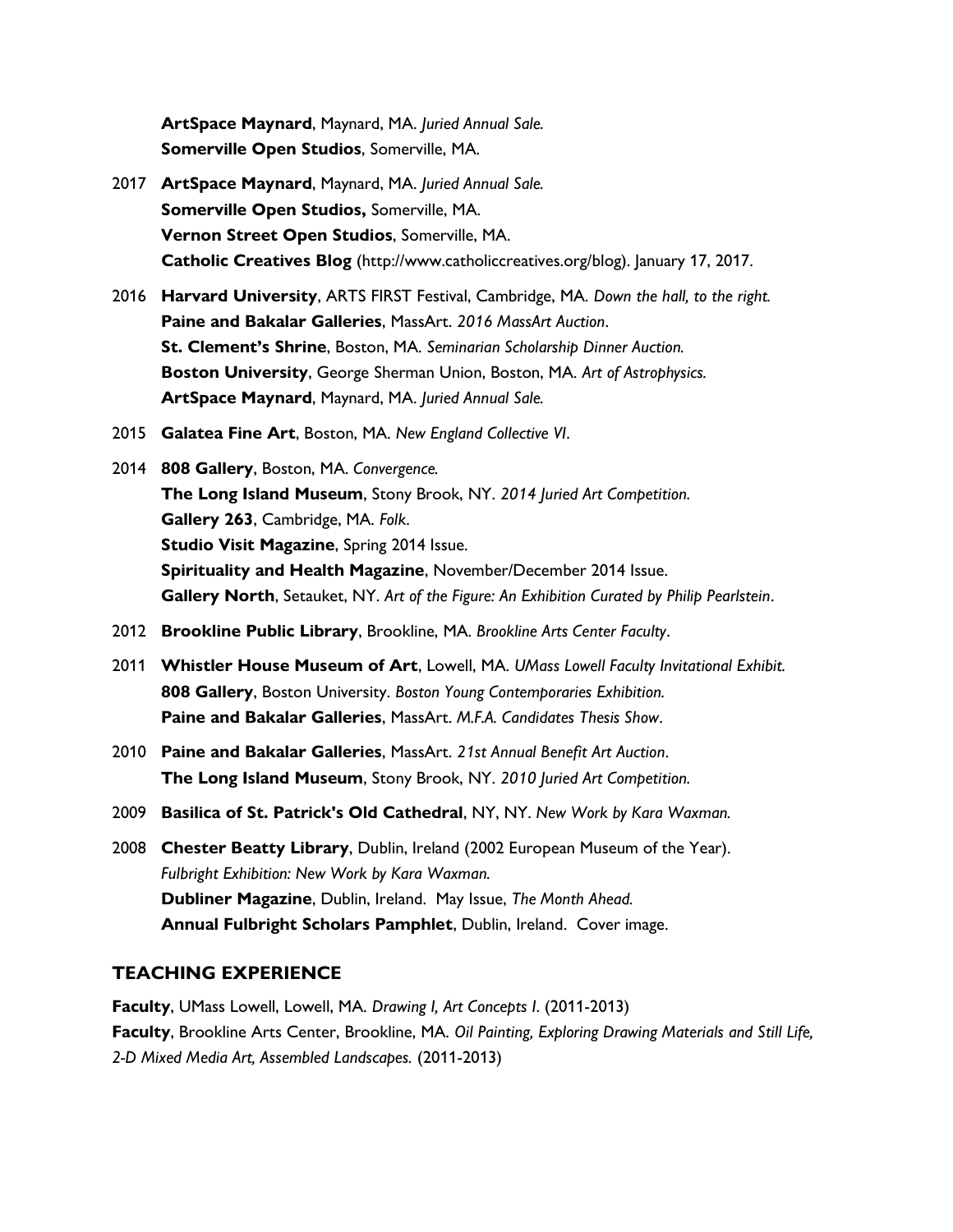**ArtSpace Maynard**, Maynard, MA. *Juried Annual Sale.*
**Somerville Open Studios**, Somerville, MA.

2017 **ArtSpace Maynard**, Maynard, MA. *Juried Annual Sale.*
**Somerville Open Studios,** Somerville, MA.
**Vernon Street Open Studios**, Somerville, MA.
**Catholic Creatives Blog** (http://www.catholiccreatives.org/blog). January 17, 2017.

2016 **Harvard University**, ARTS FIRST Festival, Cambridge, MA. *Down the hall, to the right.*
**Paine and Bakalar Galleries**, MassArt. *2016 MassArt Auction*.
**St. Clement's Shrine**, Boston, MA. *Seminarian Scholarship Dinner Auction.*
**Boston University**, George Sherman Union, Boston, MA. *Art of Astrophysics.*
**ArtSpace Maynard**, Maynard, MA. *Juried Annual Sale.*

2015 **Galatea Fine Art**, Boston, MA. *New England Collective VI*.

2014 **808 Gallery**, Boston, MA. *Convergence.*
**The Long Island Museum**, Stony Brook, NY. *2014 Juried Art Competition.*
**Gallery 263**, Cambridge, MA. *Folk*.
**Studio Visit Magazine**, Spring 2014 Issue.
**Spirituality and Health Magazine**, November/December 2014 Issue.
**Gallery North**, Setauket, NY. *Art of the Figure: An Exhibition Curated by Philip Pearlstein*.

2012 **Brookline Public Library**, Brookline, MA. *Brookline Arts Center Faculty*.

2011 **Whistler House Museum of Art**, Lowell, MA. *UMass Lowell Faculty Invitational Exhibit.*
**808 Gallery**, Boston University. *Boston Young Contemporaries Exhibition.*
**Paine and Bakalar Galleries**, MassArt. *M.F.A. Candidates Thesis Show*.

2010 **Paine and Bakalar Galleries**, MassArt. *21st Annual Benefit Art Auction*.
**The Long Island Museum**, Stony Brook, NY. *2010 Juried Art Competition.*

2009 **Basilica of St. Patrick's Old Cathedral**, NY, NY. *New Work by Kara Waxman.*

2008 **Chester Beatty Library**, Dublin, Ireland (2002 European Museum of the Year).
*Fulbright Exhibition: New Work by Kara Waxman.*
**Dubliner Magazine**, Dublin, Ireland. May Issue, *The Month Ahead.*
**Annual Fulbright Scholars Pamphlet**, Dublin, Ireland. Cover image.

## TEACHING EXPERIENCE

**Faculty**, UMass Lowell, Lowell, MA. *Drawing I, Art Concepts I.* (2011-2013)
**Faculty**, Brookline Arts Center, Brookline, MA. *Oil Painting, Exploring Drawing Materials and Still Life, 2-D Mixed Media Art, Assembled Landscapes.* (2011-2013)